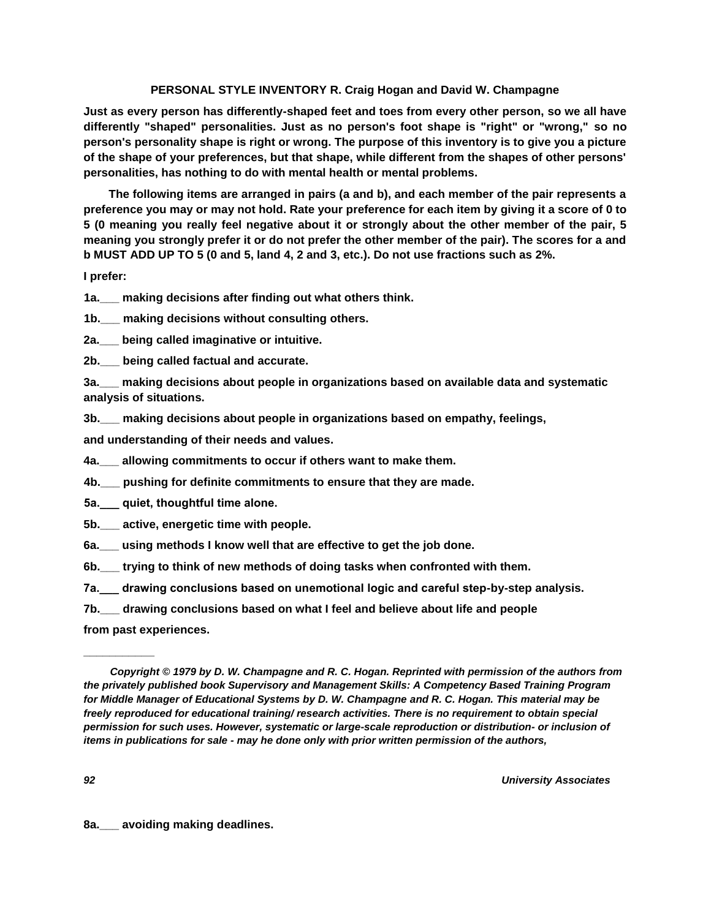**PERSONAL STYLE INVENTORY R. Craig Hogan and David W. Champagne**

**Just as every person has differently-shaped feet and toes from every other person, so we all have differently "shaped" personalities. Just as no person's foot shape is "right" or "wrong," so no person's personality shape is right or wrong. The purpose of this inventory is to give you a picture of the shape of your preferences, but that shape, while different from the shapes of other persons' personalities, has nothing to do with mental health or mental problems.**

**The following items are arranged in pairs (a and b), and each member of the pair represents a preference you may or may not hold. Rate your preference for each item by giving it a score of 0 to 5 (0 meaning you really feel negative about it or strongly about the other member of the pair, 5 meaning you strongly prefer it or do not prefer the other member of the pair). The scores for a and b MUST ADD UP TO 5 (0 and 5, land 4, 2 and 3, etc.). Do not use fractions such as 2%.**

**I prefer:**

**1a.___ making decisions after finding out what others think.**

**1b.___ making decisions without consulting others.**

**2a.___ being called imaginative or intuitive.**

**2b.___ being called factual and accurate.**

**3a.___ making decisions about people in organizations based on available data and systematic analysis of situations.**

**3b.___ making decisions about people in organizations based on empathy, feelings, and understanding of their needs and values.**

**4a.___ allowing commitments to occur if others want to make them.**

**4b.___ pushing for definite commitments to ensure that they are made.**

**5a.___ quiet, thoughtful time alone.**

**5b.___ active, energetic time with people.**

**6a.___ using methods I know well that are effective to get the job done.**

**6b.___ trying to think of new methods of doing tasks when confronted with them.**

**7a.___ drawing conclusions based on unemotional logic and careful step-by-step analysis.**

**7b.___ drawing conclusions based on what I feel and believe about life and people from past experiences.**

___________

***Copyright © 1979 by D. W. Champagne and R. C. Hogan. Reprinted with permission of the authors from the privately published book Supervisory and Management Skills: A Competency Based Training Program for Middle Manager of Educational Systems by D. W. Champagne and R. C. Hogan. This material may be freely reproduced for educational training/ research activities. There is no requirement to obtain special permission for such uses. However, systematic or large-scale reproduction or distribution- or inclusion of items in publications for sale - may he done only with prior written permission of the authors,***

**8a.___ avoiding making deadlines.**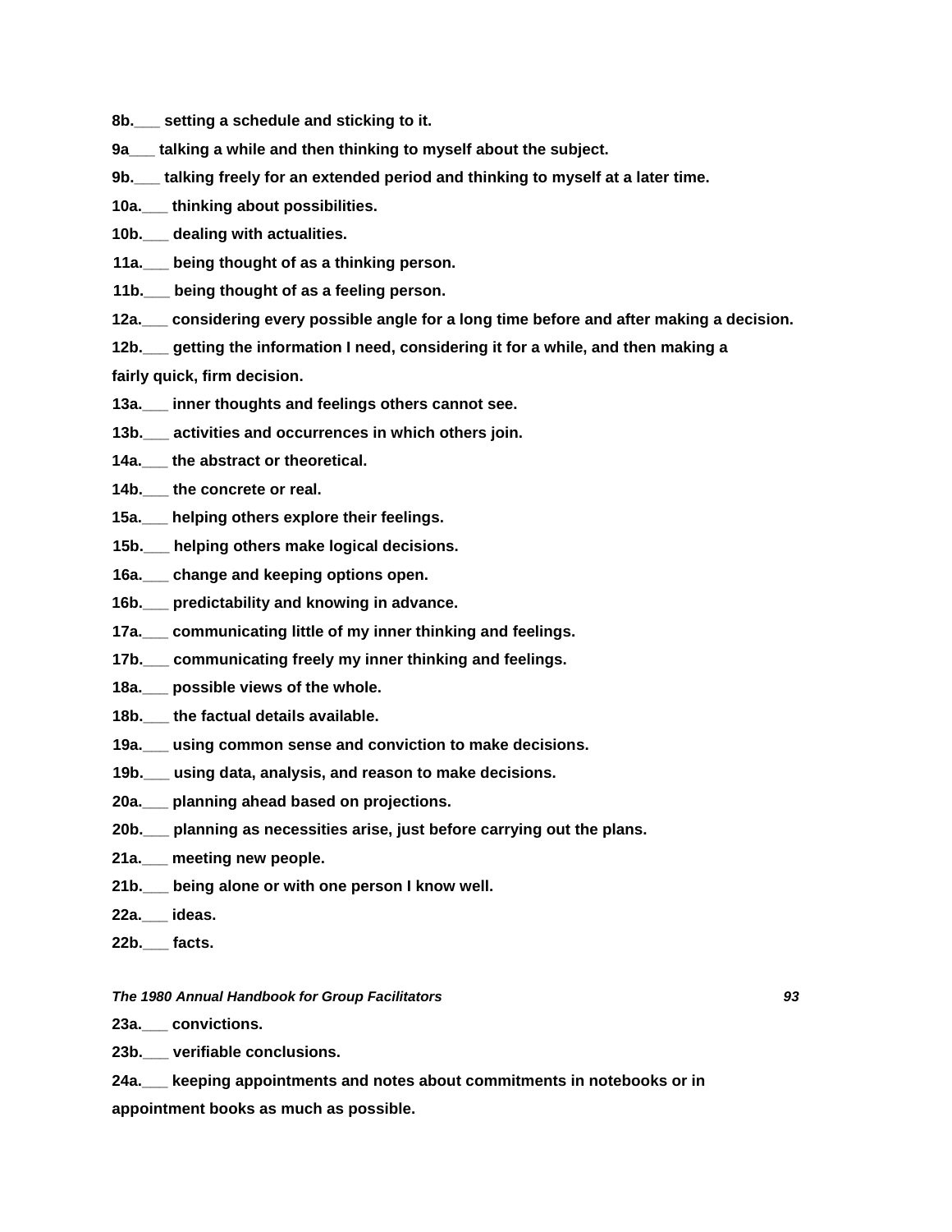**8b.___ setting a schedule and sticking to it.**

**9a___ talking a while and then thinking to myself about the subject.**

**9b.___ talking freely for an extended period and thinking to myself at a later time.**

**10a.___ thinking about possibilities.**

**10b.___ dealing with actualities.**

**11a.___ being thought of as a thinking person.**

**11b.___ being thought of as a feeling person.**

**12a.___ considering every possible angle for a long time before and after making a decision.**

**12b.___ getting the information I need, considering it for a while, and then making a fairly quick, firm decision.**

**13a.___ inner thoughts and feelings others cannot see.**

**13b.___ activities and occurrences in which others join.**

**14a.___ the abstract or theoretical.**

**14b.___ the concrete or real.**

**15a.___ helping others explore their feelings.**

**15b.___ helping others make logical decisions.**

**16a.___ change and keeping options open.**

**16b.___ predictability and knowing in advance.**

**17a.___ communicating little of my inner thinking and feelings.**

**17b.___ communicating freely my inner thinking and feelings.**

**18a.___ possible views of the whole.**

**18b.___ the factual details available.**

**19a.___ using common sense and conviction to make decisions.**

**19b.___ using data, analysis, and reason to make decisions.**

**20a.___ planning ahead based on projections.**

**20b.___ planning as necessities arise, just before carrying out the plans.**

**21a.___ meeting new people.**

**21b.___ being alone or with one person I know well.**

**22a.___ ideas.**

**22b.___ facts.**

**23a.___ convictions.**

**23b.___ verifiable conclusions.**

**24a.___ keeping appointments and notes about commitments in notebooks or in appointment books as much as possible.**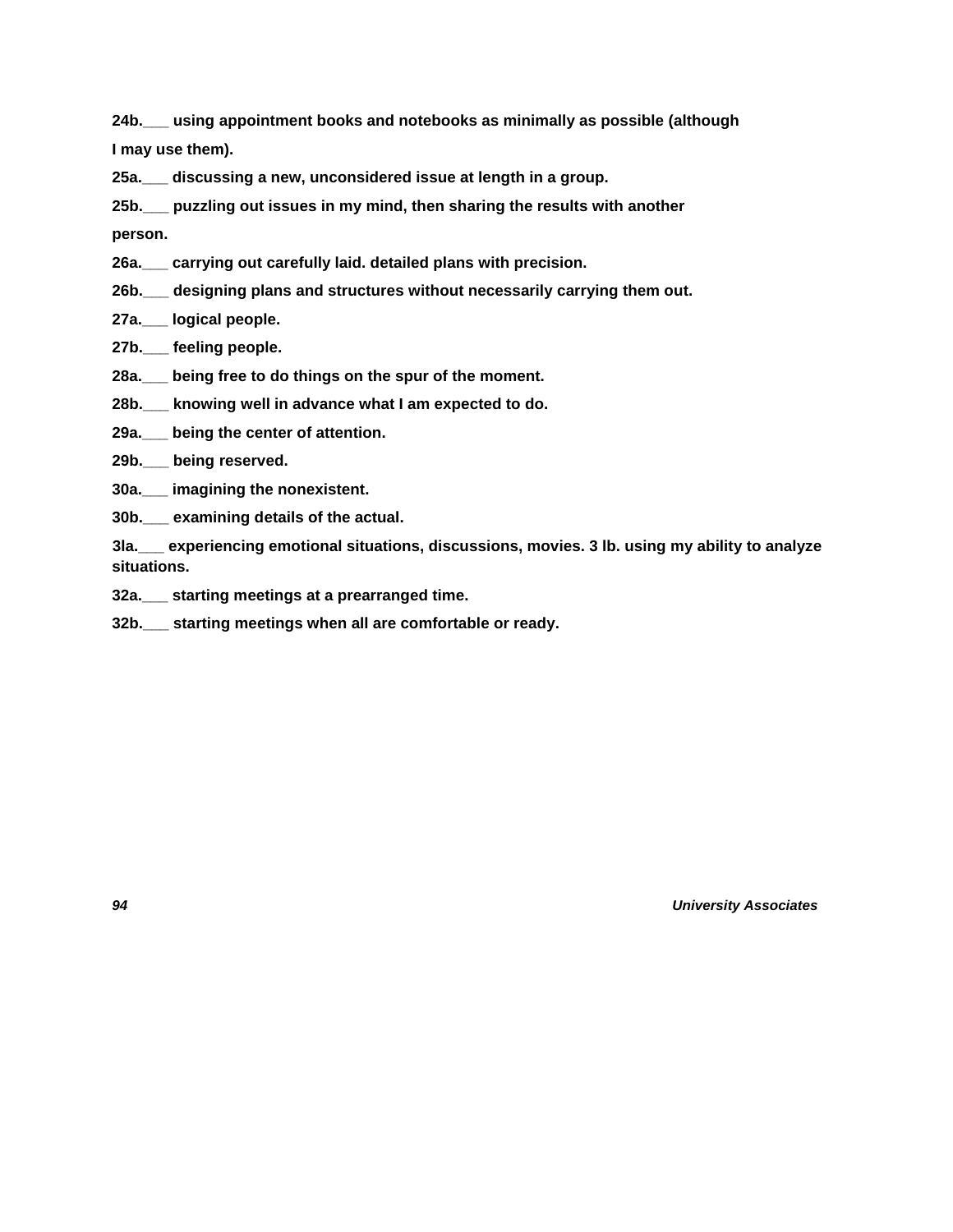**24b.___ using appointment books and notebooks as minimally as possible (although I may use them).**

**25a.___ discussing a new, unconsidered issue at length in a group.**

**25b.___ puzzling out issues in my mind, then sharing the results with another person.**

**26a.___ carrying out carefully laid. detailed plans with precision.**

**26b.___ designing plans and structures without necessarily carrying them out.**

**27a.___ logical people.**

**27b.___ feeling people.**

**28a.___ being free to do things on the spur of the moment.**

**28b.___ knowing well in advance what I am expected to do.**

**29a.___ being the center of attention.**

**29b.___ being reserved.**

**30a.___ imagining the nonexistent.**

**30b.___ examining details of the actual.**

**3la.___ experiencing emotional situations, discussions, movies. 3 lb. using my ability to analyze situations.**

**32a.___ starting meetings at a prearranged time.**

**32b.___ starting meetings when all are comfortable or ready.**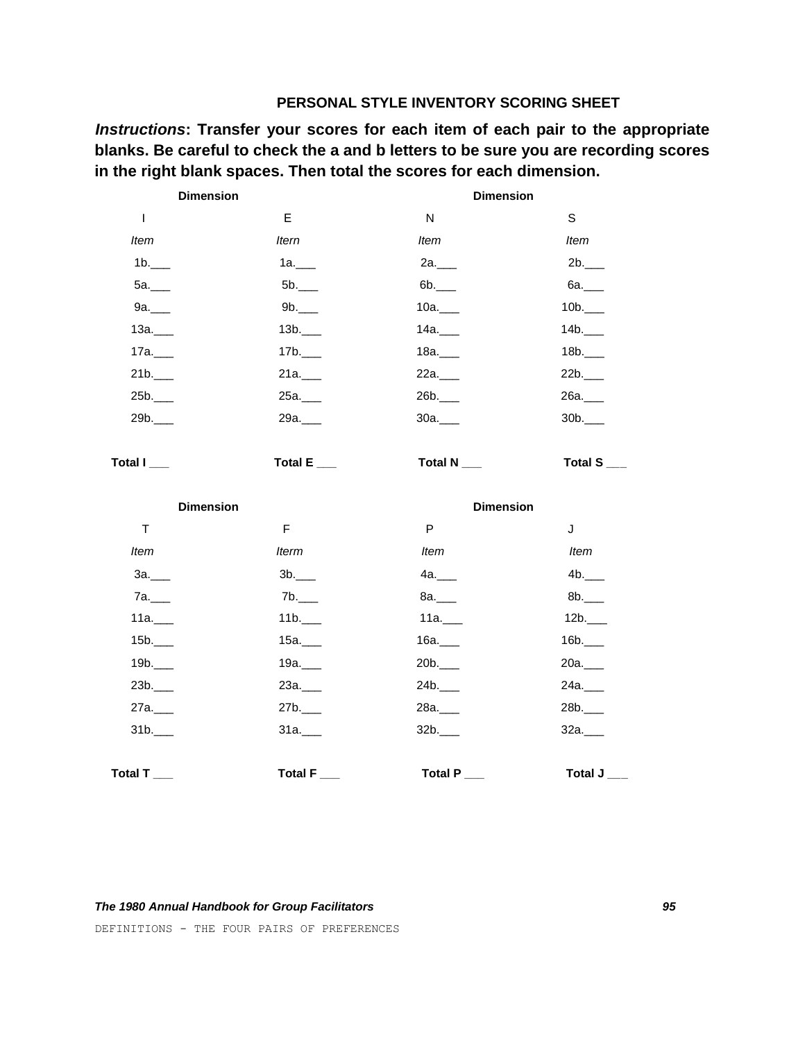## PERSONAL STYLE INVENTORY SCORING SHEET

***Instructions*: Transfer your scores for each item of each pair to the appropriate blanks. Be careful to check the a and b letters to be sure you are recording scores in the right blank spaces. Then total the scores for each dimension.**

| **Dimension** | | **Dimension** | |
|---|---|---|---|
| I | E | N | S |
| *Item* | *Itern* | *Item* | *Item* |
| 1b.___ | 1a.___ | 2a.___ | 2b.___ |
| 5a.___ | 5b.___ | 6b.___ | 6a.___ |
| 9a.___ | 9b.___ | 10a.___ | 10b.___ |
| 13a.___ | 13b.___ | 14a.___ | 14b.___ |
| 17a.___ | 17b.___ | 18a.___ | 18b.___ |
| 21b.___ | 21a.___ | 22a.___ | 22b.___ |
| 25b.___ | 25a.___ | 26b.___ | 26a.___ |
| 29b.___ | 29a.___ | 30a.___ | 30b.___ |
| **Total I** ___ | **Total E** ___ | **Total N** ___ | **Total S** ___ |

| **Dimension** | | **Dimension** | |
|---|---|---|---|
| T | F | P | J |
| *Item* | *Iterm* | *Item* | *Item* |
| 3a.___ | 3b.___ | 4a.___ | 4b.___ |
| 7a.___ | 7b.___ | 8a.___ | 8b.___ |
| 11a.___ | 11b.___ | 11a.___ | 12b.___ |
| 15b.___ | 15a.___ | 16a.___ | 16b.___ |
| 19b.___ | 19a.___ | 20b.___ | 20a.___ |
| 23b.___ | 23a.___ | 24b.___ | 24a.___ |
| 27a.___ | 27b.___ | 28a.___ | 28b.___ |
| 31b.___ | 31a.___ | 32b.___ | 32a.___ |
| **Total T** ___ | **Total F** ___ | **Total P** ___ | **Total J** ___ |

DEFINITIONS - THE FOUR PAIRS OF PREFERENCES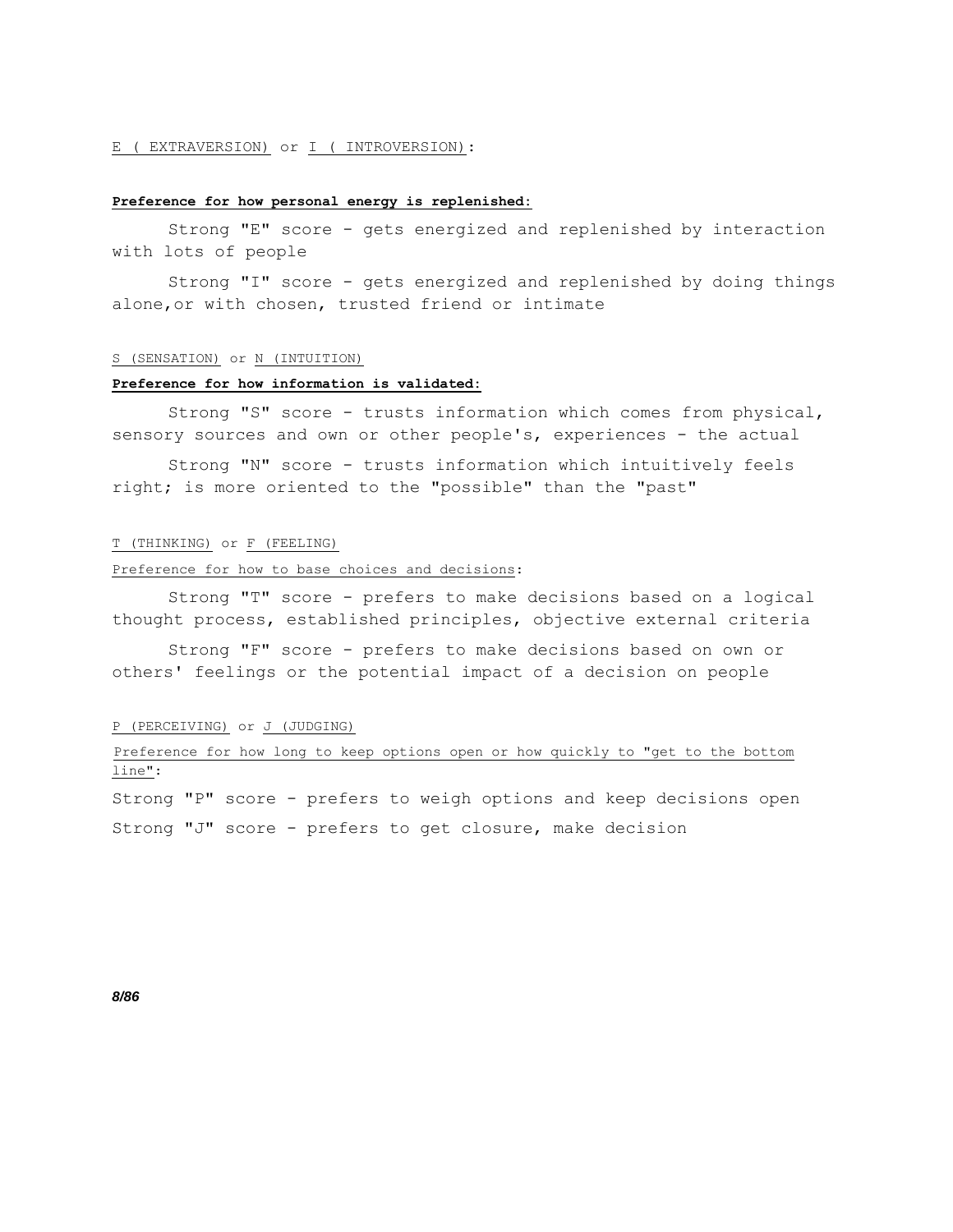E ( EXTRAVERSION) or I ( INTROVERSION):

**Preference for how personal energy is replenished:**

Strong "E" score - gets energized and replenished by interaction with lots of people

Strong "I" score - gets energized and replenished by doing things alone,or with chosen, trusted friend or intimate

S (SENSATION) or N (INTUITION)

**Preference for how information is validated:**

Strong "S" score - trusts information which comes from physical, sensory sources and own or other people's, experiences - the actual

Strong "N" score - trusts information which intuitively feels right; is more oriented to the "possible" than the "past"

T (THINKING) or F (FEELING)

Preference for how to base choices and decisions:

Strong "T" score - prefers to make decisions based on a logical thought process, established principles, objective external criteria

Strong "F" score - prefers to make decisions based on own or others' feelings or the potential impact of a decision on people

P (PERCEIVING) or J (JUDGING)

Preference for how long to keep options open or how quickly to "get to the bottom line":

Strong "P" score - prefers to weigh options and keep decisions open

Strong "J" score - prefers to get closure, make decision

*8/86*